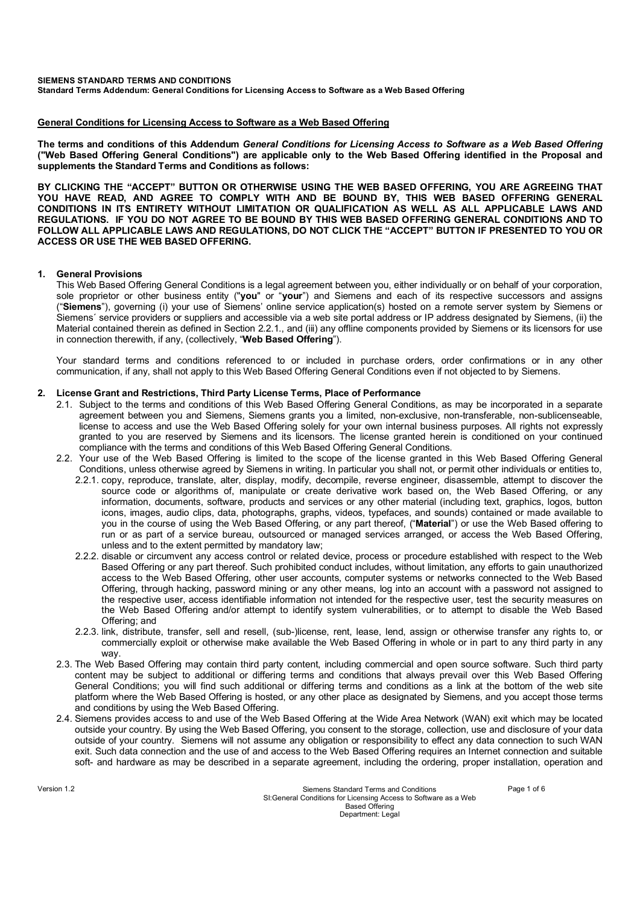**SIEMENS STANDARD TERMS AND CONDITIONS**
**Standard Terms Addendum: General Conditions for Licensing Access to Software as a Web Based Offering**

## General Conditions for Licensing Access to Software as a Web Based Offering

**The terms and conditions of this Addendum *General Conditions for Licensing Access to Software as a Web Based Offering* ("Web Based Offering General Conditions") are applicable only to the Web Based Offering identified in the Proposal and supplements the Standard Terms and Conditions as follows:**

**BY CLICKING THE "ACCEPT" BUTTON OR OTHERWISE USING THE WEB BASED OFFERING, YOU ARE AGREEING THAT YOU HAVE READ, AND AGREE TO COMPLY WITH AND BE BOUND BY, THIS WEB BASED OFFERING GENERAL CONDITIONS IN ITS ENTIRETY WITHOUT LIMITATION OR QUALIFICATION AS WELL AS ALL APPLICABLE LAWS AND REGULATIONS. IF YOU DO NOT AGREE TO BE BOUND BY THIS WEB BASED OFFERING GENERAL CONDITIONS AND TO FOLLOW ALL APPLICABLE LAWS AND REGULATIONS, DO NOT CLICK THE "ACCEPT" BUTTON IF PRESENTED TO YOU OR ACCESS OR USE THE WEB BASED OFFERING.**

### 1. General Provisions

This Web Based Offering General Conditions is a legal agreement between you, either individually or on behalf of your corporation, sole proprietor or other business entity ("**you**" or "**your**") and Siemens and each of its respective successors and assigns ("**Siemens**"), governing (i) your use of Siemens' online service application(s) hosted on a remote server system by Siemens or Siemens´ service providers or suppliers and accessible via a web site portal address or IP address designated by Siemens, (ii) the Material contained therein as defined in Section 2.2.1., and (iii) any offline components provided by Siemens or its licensors for use in connection therewith, if any, (collectively, "**Web Based Offering**").

Your standard terms and conditions referenced to or included in purchase orders, order confirmations or in any other communication, if any, shall not apply to this Web Based Offering General Conditions even if not objected to by Siemens.

### 2. License Grant and Restrictions, Third Party License Terms, Place of Performance

2.1. Subject to the terms and conditions of this Web Based Offering General Conditions, as may be incorporated in a separate agreement between you and Siemens, Siemens grants you a limited, non-exclusive, non-transferable, non-sublicenseable, license to access and use the Web Based Offering solely for your own internal business purposes. All rights not expressly granted to you are reserved by Siemens and its licensors. The license granted herein is conditioned on your continued compliance with the terms and conditions of this Web Based Offering General Conditions.

2.2. Your use of the Web Based Offering is limited to the scope of the license granted in this Web Based Offering General Conditions, unless otherwise agreed by Siemens in writing. In particular you shall not, or permit other individuals or entities to,

2.2.1. copy, reproduce, translate, alter, display, modify, decompile, reverse engineer, disassemble, attempt to discover the source code or algorithms of, manipulate or create derivative work based on, the Web Based Offering, or any information, documents, software, products and services or any other material (including text, graphics, logos, button icons, images, audio clips, data, photographs, graphs, videos, typefaces, and sounds) contained or made available to you in the course of using the Web Based Offering, or any part thereof, ("**Material**") or use the Web Based offering to run or as part of a service bureau, outsourced or managed services arranged, or access the Web Based Offering, unless and to the extent permitted by mandatory law;

2.2.2. disable or circumvent any access control or related device, process or procedure established with respect to the Web Based Offering or any part thereof. Such prohibited conduct includes, without limitation, any efforts to gain unauthorized access to the Web Based Offering, other user accounts, computer systems or networks connected to the Web Based Offering, through hacking, password mining or any other means, log into an account with a password not assigned to the respective user, access identifiable information not intended for the respective user, test the security measures on the Web Based Offering and/or attempt to identify system vulnerabilities, or to attempt to disable the Web Based Offering; and

2.2.3. link, distribute, transfer, sell and resell, (sub-)license, rent, lease, lend, assign or otherwise transfer any rights to, or commercially exploit or otherwise make available the Web Based Offering in whole or in part to any third party in any way.

2.3. The Web Based Offering may contain third party content, including commercial and open source software. Such third party content may be subject to additional or differing terms and conditions that always prevail over this Web Based Offering General Conditions; you will find such additional or differing terms and conditions as a link at the bottom of the web site platform where the Web Based Offering is hosted, or any other place as designated by Siemens, and you accept those terms and conditions by using the Web Based Offering.

2.4. Siemens provides access to and use of the Web Based Offering at the Wide Area Network (WAN) exit which may be located outside your country. By using the Web Based Offering, you consent to the storage, collection, use and disclosure of your data outside of your country. Siemens will not assume any obligation or responsibility to effect any data connection to such WAN exit. Such data connection and the use of and access to the Web Based Offering requires an Internet connection and suitable soft- and hardware as may be described in a separate agreement, including the ordering, proper installation, operation and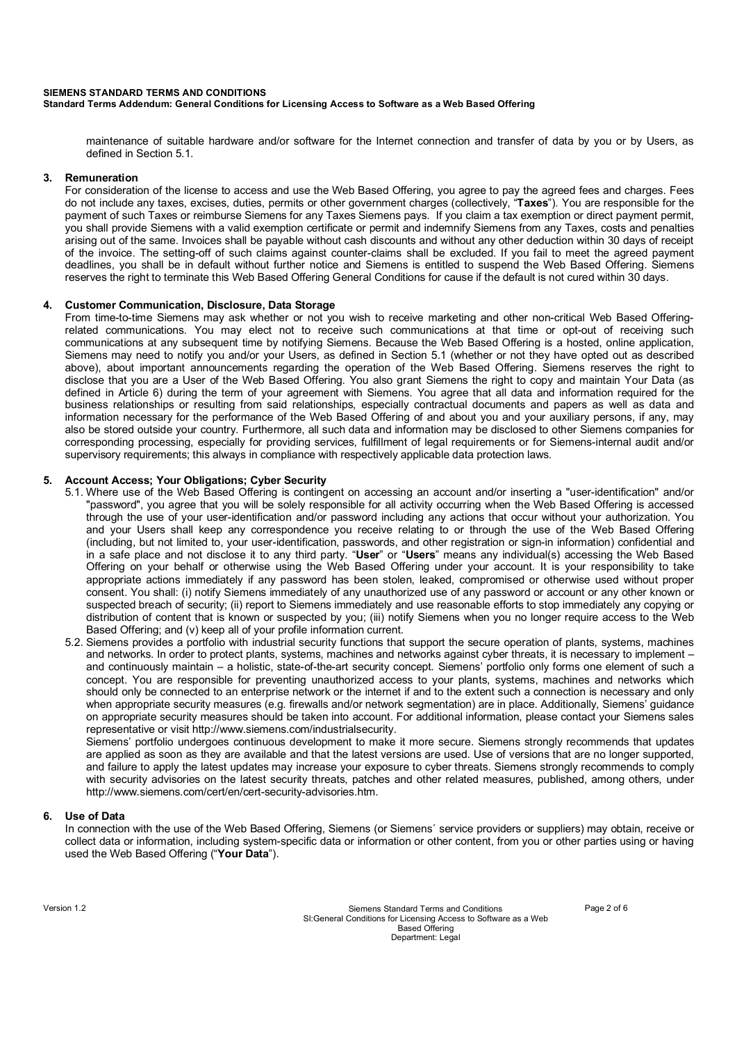maintenance of suitable hardware and/or software for the Internet connection and transfer of data by you or by Users, as defined in Section 5.1.

## 3. Remuneration

For consideration of the license to access and use the Web Based Offering, you agree to pay the agreed fees and charges. Fees do not include any taxes, excises, duties, permits or other government charges (collectively, "**Taxes**"). You are responsible for the payment of such Taxes or reimburse Siemens for any Taxes Siemens pays. If you claim a tax exemption or direct payment permit, you shall provide Siemens with a valid exemption certificate or permit and indemnify Siemens from any Taxes, costs and penalties arising out of the same. Invoices shall be payable without cash discounts and without any other deduction within 30 days of receipt of the invoice. The setting-off of such claims against counter-claims shall be excluded. If you fail to meet the agreed payment deadlines, you shall be in default without further notice and Siemens is entitled to suspend the Web Based Offering. Siemens reserves the right to terminate this Web Based Offering General Conditions for cause if the default is not cured within 30 days.

## 4. Customer Communication, Disclosure, Data Storage

From time-to-time Siemens may ask whether or not you wish to receive marketing and other non-critical Web Based Offering-related communications. You may elect not to receive such communications at that time or opt-out of receiving such communications at any subsequent time by notifying Siemens. Because the Web Based Offering is a hosted, online application, Siemens may need to notify you and/or your Users, as defined in Section 5.1 (whether or not they have opted out as described above), about important announcements regarding the operation of the Web Based Offering. Siemens reserves the right to disclose that you are a User of the Web Based Offering. You also grant Siemens the right to copy and maintain Your Data (as defined in Article 6) during the term of your agreement with Siemens. You agree that all data and information required for the business relationships or resulting from said relationships, especially contractual documents and papers as well as data and information necessary for the performance of the Web Based Offering of and about you and your auxiliary persons, if any, may also be stored outside your country. Furthermore, all such data and information may be disclosed to other Siemens companies for corresponding processing, especially for providing services, fulfillment of legal requirements or for Siemens-internal audit and/or supervisory requirements; this always in compliance with respectively applicable data protection laws.

## 5. Account Access; Your Obligations; Cyber Security

5.1. Where use of the Web Based Offering is contingent on accessing an account and/or inserting a "user-identification" and/or "password", you agree that you will be solely responsible for all activity occurring when the Web Based Offering is accessed through the use of your user-identification and/or password including any actions that occur without your authorization. You and your Users shall keep any correspondence you receive relating to or through the use of the Web Based Offering (including, but not limited to, your user-identification, passwords, and other registration or sign-in information) confidential and in a safe place and not disclose it to any third party. "**User**" or "**Users**" means any individual(s) accessing the Web Based Offering on your behalf or otherwise using the Web Based Offering under your account. It is your responsibility to take appropriate actions immediately if any password has been stolen, leaked, compromised or otherwise used without proper consent. You shall: (i) notify Siemens immediately of any unauthorized use of any password or account or any other known or suspected breach of security; (ii) report to Siemens immediately and use reasonable efforts to stop immediately any copying or distribution of content that is known or suspected by you; (iii) notify Siemens when you no longer require access to the Web Based Offering; and (v) keep all of your profile information current.

5.2. Siemens provides a portfolio with industrial security functions that support the secure operation of plants, systems, machines and networks. In order to protect plants, systems, machines and networks against cyber threats, it is necessary to implement – and continuously maintain – a holistic, state-of-the-art security concept. Siemens' portfolio only forms one element of such a concept. You are responsible for preventing unauthorized access to your plants, systems, machines and networks which should only be connected to an enterprise network or the internet if and to the extent such a connection is necessary and only when appropriate security measures (e.g. firewalls and/or network segmentation) are in place. Additionally, Siemens' guidance on appropriate security measures should be taken into account. For additional information, please contact your Siemens sales representative or visit http://www.siemens.com/industrialsecurity.

Siemens' portfolio undergoes continuous development to make it more secure. Siemens strongly recommends that updates are applied as soon as they are available and that the latest versions are used. Use of versions that are no longer supported, and failure to apply the latest updates may increase your exposure to cyber threats. Siemens strongly recommends to comply with security advisories on the latest security threats, patches and other related measures, published, among others, under http://www.siemens.com/cert/en/cert-security-advisories.htm.

## 6. Use of Data

In connection with the use of the Web Based Offering, Siemens (or Siemens´ service providers or suppliers) may obtain, receive or collect data or information, including system-specific data or information or other content, from you or other parties using or having used the Web Based Offering ("**Your Data**").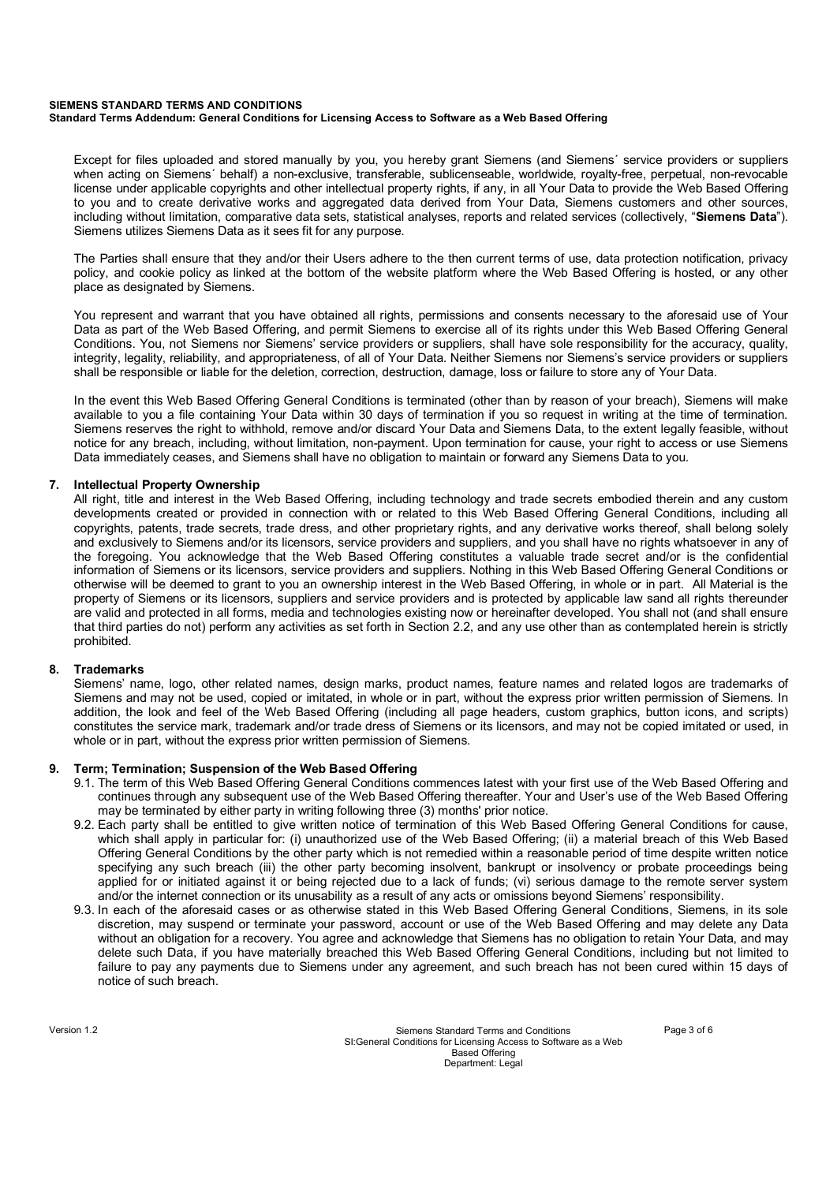Except for files uploaded and stored manually by you, you hereby grant Siemens (and Siemens´ service providers or suppliers when acting on Siemens´ behalf) a non-exclusive, transferable, sublicenseable, worldwide, royalty-free, perpetual, non-revocable license under applicable copyrights and other intellectual property rights, if any, in all Your Data to provide the Web Based Offering to you and to create derivative works and aggregated data derived from Your Data, Siemens customers and other sources, including without limitation, comparative data sets, statistical analyses, reports and related services (collectively, "**Siemens Data**"). Siemens utilizes Siemens Data as it sees fit for any purpose.

The Parties shall ensure that they and/or their Users adhere to the then current terms of use, data protection notification, privacy policy, and cookie policy as linked at the bottom of the website platform where the Web Based Offering is hosted, or any other place as designated by Siemens.

You represent and warrant that you have obtained all rights, permissions and consents necessary to the aforesaid use of Your Data as part of the Web Based Offering, and permit Siemens to exercise all of its rights under this Web Based Offering General Conditions. You, not Siemens nor Siemens' service providers or suppliers, shall have sole responsibility for the accuracy, quality, integrity, legality, reliability, and appropriateness, of all of Your Data. Neither Siemens nor Siemens's service providers or suppliers shall be responsible or liable for the deletion, correction, destruction, damage, loss or failure to store any of Your Data.

In the event this Web Based Offering General Conditions is terminated (other than by reason of your breach), Siemens will make available to you a file containing Your Data within 30 days of termination if you so request in writing at the time of termination. Siemens reserves the right to withhold, remove and/or discard Your Data and Siemens Data, to the extent legally feasible, without notice for any breach, including, without limitation, non-payment. Upon termination for cause, your right to access or use Siemens Data immediately ceases, and Siemens shall have no obligation to maintain or forward any Siemens Data to you.

## 7. Intellectual Property Ownership

All right, title and interest in the Web Based Offering, including technology and trade secrets embodied therein and any custom developments created or provided in connection with or related to this Web Based Offering General Conditions, including all copyrights, patents, trade secrets, trade dress, and other proprietary rights, and any derivative works thereof, shall belong solely and exclusively to Siemens and/or its licensors, service providers and suppliers, and you shall have no rights whatsoever in any of the foregoing. You acknowledge that the Web Based Offering constitutes a valuable trade secret and/or is the confidential information of Siemens or its licensors, service providers and suppliers. Nothing in this Web Based Offering General Conditions or otherwise will be deemed to grant to you an ownership interest in the Web Based Offering, in whole or in part. All Material is the property of Siemens or its licensors, suppliers and service providers and is protected by applicable law sand all rights thereunder are valid and protected in all forms, media and technologies existing now or hereinafter developed. You shall not (and shall ensure that third parties do not) perform any activities as set forth in Section 2.2, and any use other than as contemplated herein is strictly prohibited.

## 8. Trademarks

Siemens' name, logo, other related names, design marks, product names, feature names and related logos are trademarks of Siemens and may not be used, copied or imitated, in whole or in part, without the express prior written permission of Siemens. In addition, the look and feel of the Web Based Offering (including all page headers, custom graphics, button icons, and scripts) constitutes the service mark, trademark and/or trade dress of Siemens or its licensors, and may not be copied imitated or used, in whole or in part, without the express prior written permission of Siemens.

## 9. Term; Termination; Suspension of the Web Based Offering

9.1. The term of this Web Based Offering General Conditions commences latest with your first use of the Web Based Offering and continues through any subsequent use of the Web Based Offering thereafter. Your and User's use of the Web Based Offering may be terminated by either party in writing following three (3) months' prior notice.

9.2. Each party shall be entitled to give written notice of termination of this Web Based Offering General Conditions for cause, which shall apply in particular for: (i) unauthorized use of the Web Based Offering; (ii) a material breach of this Web Based Offering General Conditions by the other party which is not remedied within a reasonable period of time despite written notice specifying any such breach (iii) the other party becoming insolvent, bankrupt or insolvency or probate proceedings being applied for or initiated against it or being rejected due to a lack of funds; (vi) serious damage to the remote server system and/or the internet connection or its unusability as a result of any acts or omissions beyond Siemens' responsibility.

9.3. In each of the aforesaid cases or as otherwise stated in this Web Based Offering General Conditions, Siemens, in its sole discretion, may suspend or terminate your password, account or use of the Web Based Offering and may delete any Data without an obligation for a recovery. You agree and acknowledge that Siemens has no obligation to retain Your Data, and may delete such Data, if you have materially breached this Web Based Offering General Conditions, including but not limited to failure to pay any payments due to Siemens under any agreement, and such breach has not been cured within 15 days of notice of such breach.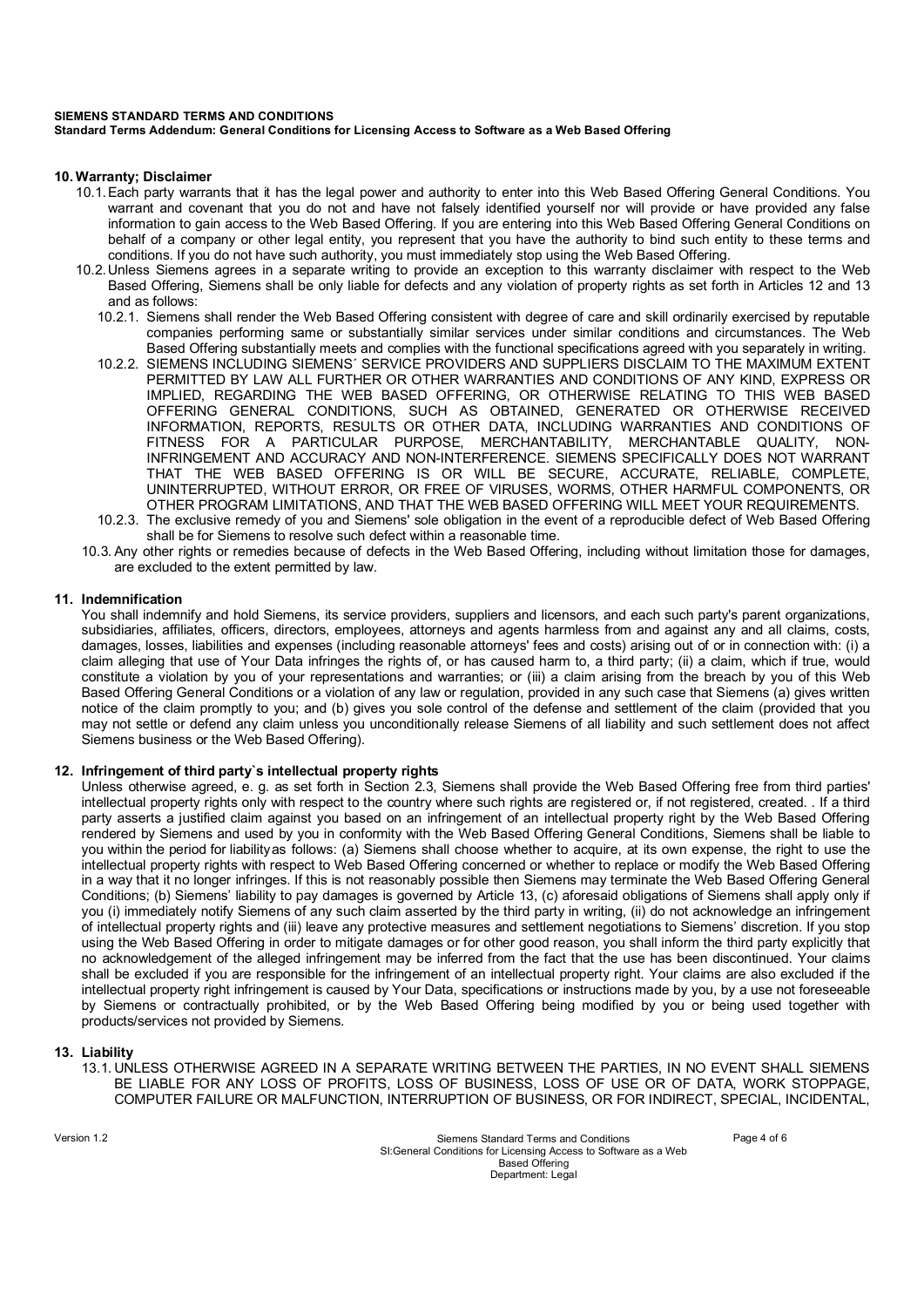## 10. Warranty; Disclaimer

10.1. Each party warrants that it has the legal power and authority to enter into this Web Based Offering General Conditions. You warrant and covenant that you do not and have not falsely identified yourself nor will provide or have provided any false information to gain access to the Web Based Offering. If you are entering into this Web Based Offering General Conditions on behalf of a company or other legal entity, you represent that you have the authority to bind such entity to these terms and conditions. If you do not have such authority, you must immediately stop using the Web Based Offering.

10.2. Unless Siemens agrees in a separate writing to provide an exception to this warranty disclaimer with respect to the Web Based Offering, Siemens shall be only liable for defects and any violation of property rights as set forth in Articles 12 and 13 and as follows:

10.2.1. Siemens shall render the Web Based Offering consistent with degree of care and skill ordinarily exercised by reputable companies performing same or substantially similar services under similar conditions and circumstances. The Web Based Offering substantially meets and complies with the functional specifications agreed with you separately in writing.

10.2.2. SIEMENS INCLUDING SIEMENS´ SERVICE PROVIDERS AND SUPPLIERS DISCLAIM TO THE MAXIMUM EXTENT PERMITTED BY LAW ALL FURTHER OR OTHER WARRANTIES AND CONDITIONS OF ANY KIND, EXPRESS OR IMPLIED, REGARDING THE WEB BASED OFFERING, OR OTHERWISE RELATING TO THIS WEB BASED OFFERING GENERAL CONDITIONS, SUCH AS OBTAINED, GENERATED OR OTHERWISE RECEIVED INFORMATION, REPORTS, RESULTS OR OTHER DATA, INCLUDING WARRANTIES AND CONDITIONS OF FITNESS FOR A PARTICULAR PURPOSE, MERCHANTABILITY, MERCHANTABLE QUALITY, NON-INFRINGEMENT AND ACCURACY AND NON-INTERFERENCE. SIEMENS SPECIFICALLY DOES NOT WARRANT THAT THE WEB BASED OFFERING IS OR WILL BE SECURE, ACCURATE, RELIABLE, COMPLETE, UNINTERRUPTED, WITHOUT ERROR, OR FREE OF VIRUSES, WORMS, OTHER HARMFUL COMPONENTS, OR OTHER PROGRAM LIMITATIONS, AND THAT THE WEB BASED OFFERING WILL MEET YOUR REQUIREMENTS.

10.2.3. The exclusive remedy of you and Siemens' sole obligation in the event of a reproducible defect of Web Based Offering shall be for Siemens to resolve such defect within a reasonable time.

10.3. Any other rights or remedies because of defects in the Web Based Offering, including without limitation those for damages, are excluded to the extent permitted by law.

## 11. Indemnification

You shall indemnify and hold Siemens, its service providers, suppliers and licensors, and each such party's parent organizations, subsidiaries, affiliates, officers, directors, employees, attorneys and agents harmless from and against any and all claims, costs, damages, losses, liabilities and expenses (including reasonable attorneys' fees and costs) arising out of or in connection with: (i) a claim alleging that use of Your Data infringes the rights of, or has caused harm to, a third party; (ii) a claim, which if true, would constitute a violation by you of your representations and warranties; or (iii) a claim arising from the breach by you of this Web Based Offering General Conditions or a violation of any law or regulation, provided in any such case that Siemens (a) gives written notice of the claim promptly to you; and (b) gives you sole control of the defense and settlement of the claim (provided that you may not settle or defend any claim unless you unconditionally release Siemens of all liability and such settlement does not affect Siemens business or the Web Based Offering).

## 12. Infringement of third party`s intellectual property rights

Unless otherwise agreed, e. g. as set forth in Section 2.3, Siemens shall provide the Web Based Offering free from third parties' intellectual property rights only with respect to the country where such rights are registered or, if not registered, created. . If a third party asserts a justified claim against you based on an infringement of an intellectual property right by the Web Based Offering rendered by Siemens and used by you in conformity with the Web Based Offering General Conditions, Siemens shall be liable to you within the period for liabilityas follows: (a) Siemens shall choose whether to acquire, at its own expense, the right to use the intellectual property rights with respect to Web Based Offering concerned or whether to replace or modify the Web Based Offering in a way that it no longer infringes. If this is not reasonably possible then Siemens may terminate the Web Based Offering General Conditions; (b) Siemens' liability to pay damages is governed by Article 13, (c) aforesaid obligations of Siemens shall apply only if you (i) immediately notify Siemens of any such claim asserted by the third party in writing, (ii) do not acknowledge an infringement of intellectual property rights and (iii) leave any protective measures and settlement negotiations to Siemens' discretion. If you stop using the Web Based Offering in order to mitigate damages or for other good reason, you shall inform the third party explicitly that no acknowledgement of the alleged infringement may be inferred from the fact that the use has been discontinued. Your claims shall be excluded if you are responsible for the infringement of an intellectual property right. Your claims are also excluded if the intellectual property right infringement is caused by Your Data, specifications or instructions made by you, by a use not foreseeable by Siemens or contractually prohibited, or by the Web Based Offering being modified by you or being used together with products/services not provided by Siemens.

## 13. Liability

13.1. UNLESS OTHERWISE AGREED IN A SEPARATE WRITING BETWEEN THE PARTIES, IN NO EVENT SHALL SIEMENS BE LIABLE FOR ANY LOSS OF PROFITS, LOSS OF BUSINESS, LOSS OF USE OR OF DATA, WORK STOPPAGE, COMPUTER FAILURE OR MALFUNCTION, INTERRUPTION OF BUSINESS, OR FOR INDIRECT, SPECIAL, INCIDENTAL,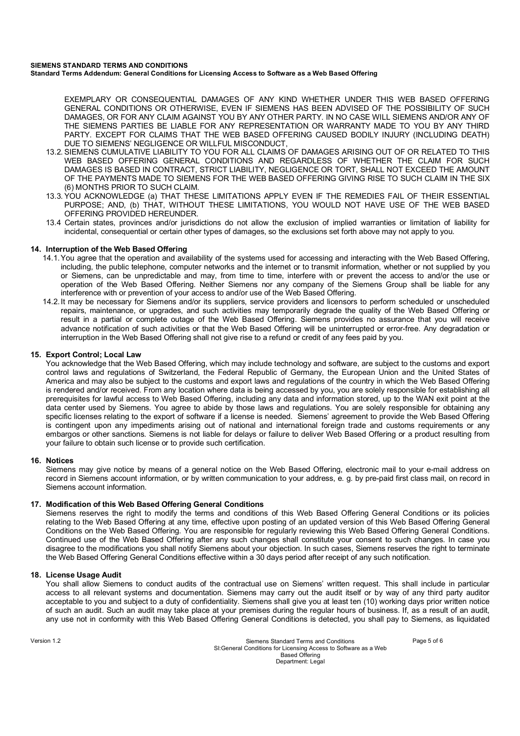EXEMPLARY OR CONSEQUENTIAL DAMAGES OF ANY KIND WHETHER UNDER THIS WEB BASED OFFERING GENERAL CONDITIONS OR OTHERWISE, EVEN IF SIEMENS HAS BEEN ADVISED OF THE POSSIBILITY OF SUCH DAMAGES, OR FOR ANY CLAIM AGAINST YOU BY ANY OTHER PARTY. IN NO CASE WILL SIEMENS AND/OR ANY OF THE SIEMENS PARTIES BE LIABLE FOR ANY REPRESENTATION OR WARRANTY MADE TO YOU BY ANY THIRD PARTY. EXCEPT FOR CLAIMS THAT THE WEB BASED OFFERING CAUSED BODILY INJURY (INCLUDING DEATH) DUE TO SIEMENS' NEGLIGENCE OR WILLFUL MISCONDUCT,

13.2. SIEMENS CUMULATIVE LIABILITY TO YOU FOR ALL CLAIMS OF DAMAGES ARISING OUT OF OR RELATED TO THIS WEB BASED OFFERING GENERAL CONDITIONS AND REGARDLESS OF WHETHER THE CLAIM FOR SUCH DAMAGES IS BASED IN CONTRACT, STRICT LIABILITY, NEGLIGENCE OR TORT, SHALL NOT EXCEED THE AMOUNT OF THE PAYMENTS MADE TO SIEMENS FOR THE WEB BASED OFFERING GIVING RISE TO SUCH CLAIM IN THE SIX (6) MONTHS PRIOR TO SUCH CLAIM.

13.3. YOU ACKNOWLEDGE (a) THAT THESE LIMITATIONS APPLY EVEN IF THE REMEDIES FAIL OF THEIR ESSENTIAL PURPOSE; AND, (b) THAT, WITHOUT THESE LIMITATIONS, YOU WOULD NOT HAVE USE OF THE WEB BASED OFFERING PROVIDED HEREUNDER.

13.4 Certain states, provinces and/or jurisdictions do not allow the exclusion of implied warranties or limitation of liability for incidental, consequential or certain other types of damages, so the exclusions set forth above may not apply to you.

## 14. Interruption of the Web Based Offering

14.1. You agree that the operation and availability of the systems used for accessing and interacting with the Web Based Offering, including, the public telephone, computer networks and the internet or to transmit information, whether or not supplied by you or Siemens, can be unpredictable and may, from time to time, interfere with or prevent the access to and/or the use or operation of the Web Based Offering. Neither Siemens nor any company of the Siemens Group shall be liable for any interference with or prevention of your access to and/or use of the Web Based Offering.

14.2. It may be necessary for Siemens and/or its suppliers, service providers and licensors to perform scheduled or unscheduled repairs, maintenance, or upgrades, and such activities may temporarily degrade the quality of the Web Based Offering or result in a partial or complete outage of the Web Based Offering. Siemens provides no assurance that you will receive advance notification of such activities or that the Web Based Offering will be uninterrupted or error-free. Any degradation or interruption in the Web Based Offering shall not give rise to a refund or credit of any fees paid by you.

## 15. Export Control; Local Law

You acknowledge that the Web Based Offering, which may include technology and software, are subject to the customs and export control laws and regulations of Switzerland, the Federal Republic of Germany, the European Union and the United States of America and may also be subject to the customs and export laws and regulations of the country in which the Web Based Offering is rendered and/or received. From any location where data is being accessed by you, you are solely responsible for establishing all prerequisites for lawful access to Web Based Offering, including any data and information stored, up to the WAN exit point at the data center used by Siemens. You agree to abide by those laws and regulations. You are solely responsible for obtaining any specific licenses relating to the export of software if a license is needed. Siemens' agreement to provide the Web Based Offering is contingent upon any impediments arising out of national and international foreign trade and customs requirements or any embargos or other sanctions. Siemens is not liable for delays or failure to deliver Web Based Offering or a product resulting from your failure to obtain such license or to provide such certification.

## 16. Notices

Siemens may give notice by means of a general notice on the Web Based Offering, electronic mail to your e-mail address on record in Siemens account information, or by written communication to your address, e. g. by pre-paid first class mail, on record in Siemens account information.

## 17. Modification of this Web Based Offering General Conditions

Siemens reserves the right to modify the terms and conditions of this Web Based Offering General Conditions or its policies relating to the Web Based Offering at any time, effective upon posting of an updated version of this Web Based Offering General Conditions on the Web Based Offering. You are responsible for regularly reviewing this Web Based Offering General Conditions. Continued use of the Web Based Offering after any such changes shall constitute your consent to such changes. In case you disagree to the modifications you shall notify Siemens about your objection. In such cases, Siemens reserves the right to terminate the Web Based Offering General Conditions effective within a 30 days period after receipt of any such notification.

## 18. License Usage Audit

You shall allow Siemens to conduct audits of the contractual use on Siemens' written request. This shall include in particular access to all relevant systems and documentation. Siemens may carry out the audit itself or by way of any third party auditor acceptable to you and subject to a duty of confidentiality. Siemens shall give you at least ten (10) working days prior written notice of such an audit. Such an audit may take place at your premises during the regular hours of business. If, as a result of an audit, any use not in conformity with this Web Based Offering General Conditions is detected, you shall pay to Siemens, as liquidated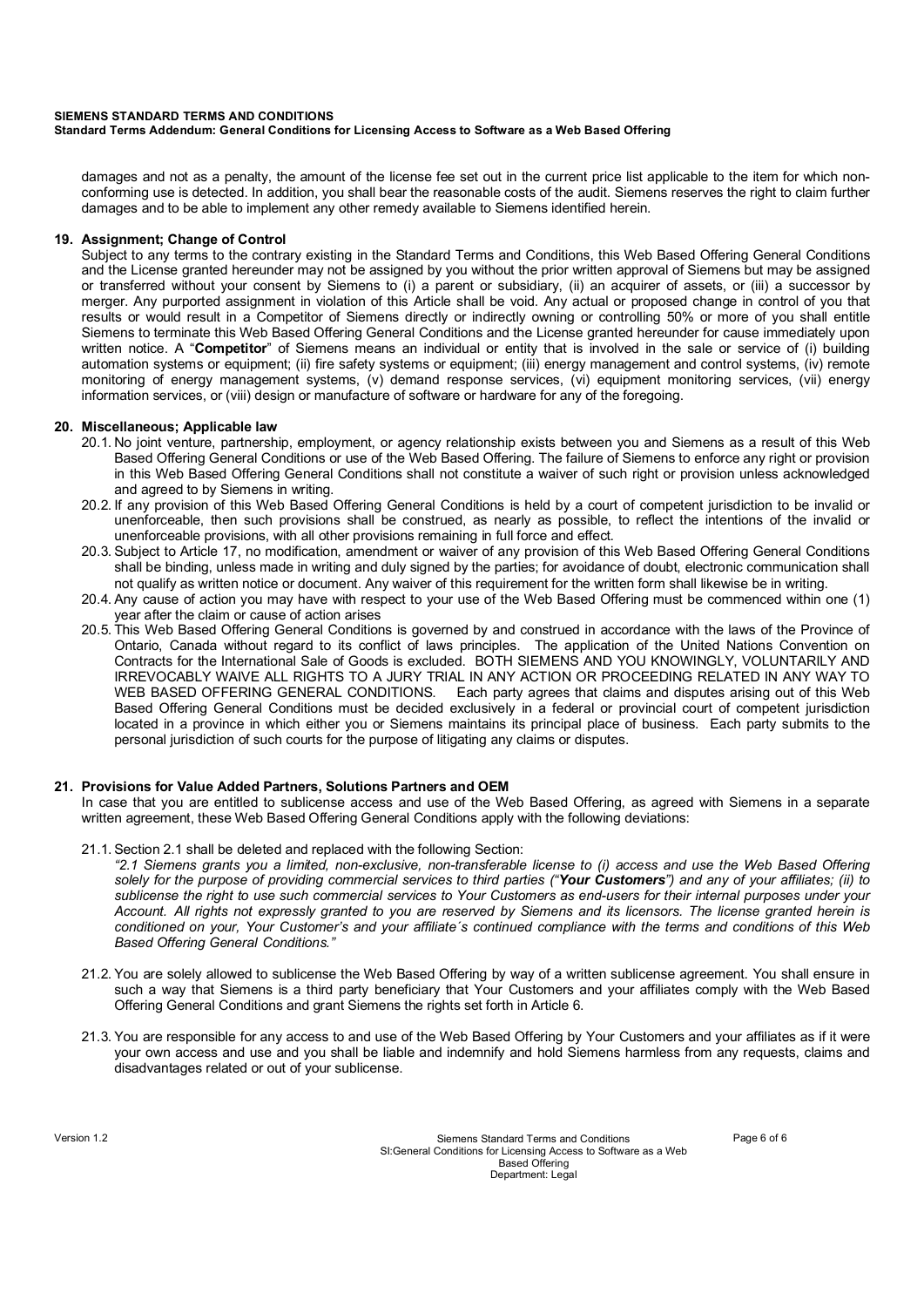damages and not as a penalty, the amount of the license fee set out in the current price list applicable to the item for which non-conforming use is detected. In addition, you shall bear the reasonable costs of the audit. Siemens reserves the right to claim further damages and to be able to implement any other remedy available to Siemens identified herein.

## 19. Assignment; Change of Control

Subject to any terms to the contrary existing in the Standard Terms and Conditions, this Web Based Offering General Conditions and the License granted hereunder may not be assigned by you without the prior written approval of Siemens but may be assigned or transferred without your consent by Siemens to (i) a parent or subsidiary, (ii) an acquirer of assets, or (iii) a successor by merger. Any purported assignment in violation of this Article shall be void. Any actual or proposed change in control of you that results or would result in a Competitor of Siemens directly or indirectly owning or controlling 50% or more of you shall entitle Siemens to terminate this Web Based Offering General Conditions and the License granted hereunder for cause immediately upon written notice. A "**Competitor**" of Siemens means an individual or entity that is involved in the sale or service of (i) building automation systems or equipment; (ii) fire safety systems or equipment; (iii) energy management and control systems, (iv) remote monitoring of energy management systems, (v) demand response services, (vi) equipment monitoring services, (vii) energy information services, or (viii) design or manufacture of software or hardware for any of the foregoing.

## 20. Miscellaneous; Applicable law

20.1. No joint venture, partnership, employment, or agency relationship exists between you and Siemens as a result of this Web Based Offering General Conditions or use of the Web Based Offering. The failure of Siemens to enforce any right or provision in this Web Based Offering General Conditions shall not constitute a waiver of such right or provision unless acknowledged and agreed to by Siemens in writing.

20.2. If any provision of this Web Based Offering General Conditions is held by a court of competent jurisdiction to be invalid or unenforceable, then such provisions shall be construed, as nearly as possible, to reflect the intentions of the invalid or unenforceable provisions, with all other provisions remaining in full force and effect.

20.3. Subject to Article 17, no modification, amendment or waiver of any provision of this Web Based Offering General Conditions shall be binding, unless made in writing and duly signed by the parties; for avoidance of doubt, electronic communication shall not qualify as written notice or document. Any waiver of this requirement for the written form shall likewise be in writing.

20.4. Any cause of action you may have with respect to your use of the Web Based Offering must be commenced within one (1) year after the claim or cause of action arises

20.5. This Web Based Offering General Conditions is governed by and construed in accordance with the laws of the Province of Ontario, Canada without regard to its conflict of laws principles. The application of the United Nations Convention on Contracts for the International Sale of Goods is excluded. BOTH SIEMENS AND YOU KNOWINGLY, VOLUNTARILY AND IRREVOCABLY WAIVE ALL RIGHTS TO A JURY TRIAL IN ANY ACTION OR PROCEEDING RELATED IN ANY WAY TO WEB BASED OFFERING GENERAL CONDITIONS. Each party agrees that claims and disputes arising out of this Web Based Offering General Conditions must be decided exclusively in a federal or provincial court of competent jurisdiction located in a province in which either you or Siemens maintains its principal place of business. Each party submits to the personal jurisdiction of such courts for the purpose of litigating any claims or disputes.

## 21. Provisions for Value Added Partners, Solutions Partners and OEM

In case that you are entitled to sublicense access and use of the Web Based Offering, as agreed with Siemens in a separate written agreement, these Web Based Offering General Conditions apply with the following deviations:

21.1. Section 2.1 shall be deleted and replaced with the following Section:

*"2.1 Siemens grants you a limited, non-exclusive, non-transferable license to (i) access and use the Web Based Offering solely for the purpose of providing commercial services to third parties ("**Your Customers**") and any of your affiliates; (ii) to sublicense the right to use such commercial services to Your Customers as end-users for their internal purposes under your Account. All rights not expressly granted to you are reserved by Siemens and its licensors. The license granted herein is conditioned on your, Your Customer's and your affiliate´s continued compliance with the terms and conditions of this Web Based Offering General Conditions."*

21.2. You are solely allowed to sublicense the Web Based Offering by way of a written sublicense agreement. You shall ensure in such a way that Siemens is a third party beneficiary that Your Customers and your affiliates comply with the Web Based Offering General Conditions and grant Siemens the rights set forth in Article 6.

21.3. You are responsible for any access to and use of the Web Based Offering by Your Customers and your affiliates as if it were your own access and use and you shall be liable and indemnify and hold Siemens harmless from any requests, claims and disadvantages related or out of your sublicense.